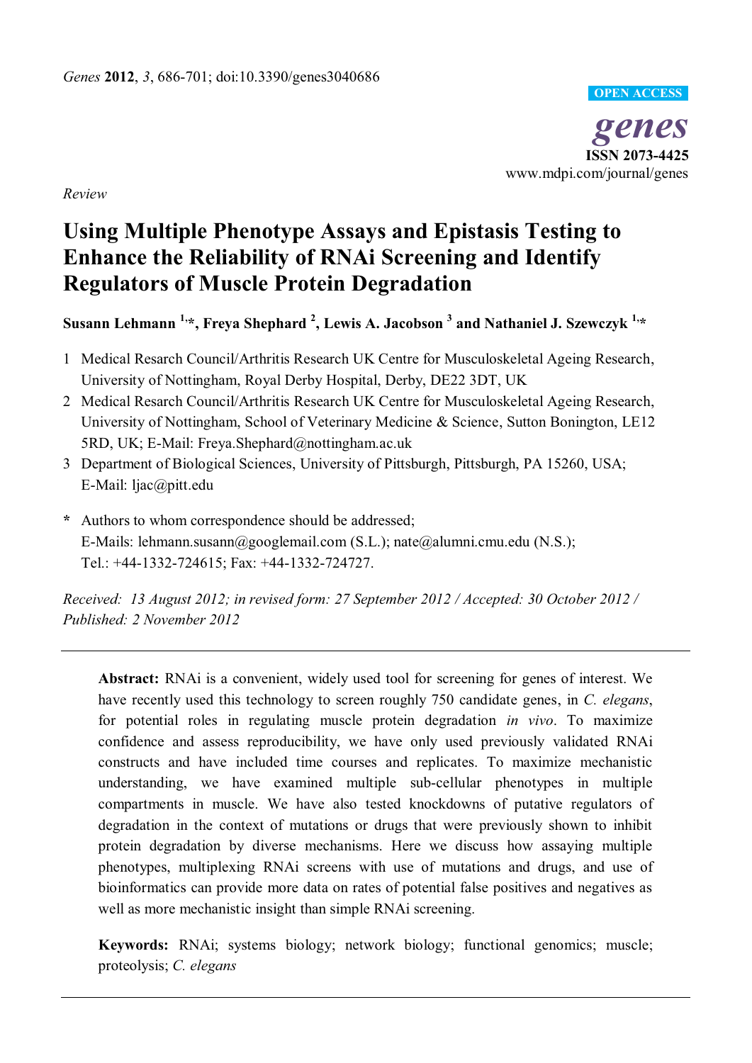*Genes* **2012**, *3*, 686-701; doi:10.3390/genes3040686

**OPEN ACCESS**

***genes***

**ISSN 2073-4425**

www.mdpi.com/journal/genes

*Review*

# Using Multiple Phenotype Assays and Epistasis Testing to Enhance the Reliability of RNAi Screening and Identify Regulators of Muscle Protein Degradation

**Susann Lehmann [1,*], Freya Shephard [2], Lewis A. Jacobson [3] and Nathaniel J. Szewczyk [1,*]**

1 Medical Research Council/Arthritis Research UK Centre for Musculoskeletal Ageing Research, University of Nottingham, Royal Derby Hospital, Derby, DE22 3DT, UK

2 Medical Research Council/Arthritis Research UK Centre for Musculoskeletal Ageing Research, University of Nottingham, School of Veterinary Medicine & Science, Sutton Bonington, LE12 5RD, UK; E-Mail: Freya.Shephard@nottingham.ac.uk

3 Department of Biological Sciences, University of Pittsburgh, Pittsburgh, PA 15260, USA; E-Mail: ljac@pitt.edu

\* Authors to whom correspondence should be addressed; E-Mails: lehmann.susann@googlemail.com (S.L.); nate@alumni.cmu.edu (N.S.); Tel.: +44-1332-724615; Fax: +44-1332-724727.

*Received: 13 August 2012; in revised form: 27 September 2012 / Accepted: 30 October 2012 / Published: 2 November 2012*

**Abstract:** RNAi is a convenient, widely used tool for screening for genes of interest. We have recently used this technology to screen roughly 750 candidate genes, in *C. elegans*, for potential roles in regulating muscle protein degradation *in vivo*. To maximize confidence and assess reproducibility, we have only used previously validated RNAi constructs and have included time courses and replicates. To maximize mechanistic understanding, we have examined multiple sub-cellular phenotypes in multiple compartments in muscle. We have also tested knockdowns of putative regulators of degradation in the context of mutations or drugs that were previously shown to inhibit protein degradation by diverse mechanisms. Here we discuss how assaying multiple phenotypes, multiplexing RNAi screens with use of mutations and drugs, and use of bioinformatics can provide more data on rates of potential false positives and negatives as well as more mechanistic insight than simple RNAi screening.

**Keywords:** RNAi; systems biology; network biology; functional genomics; muscle; proteolysis; *C. elegans*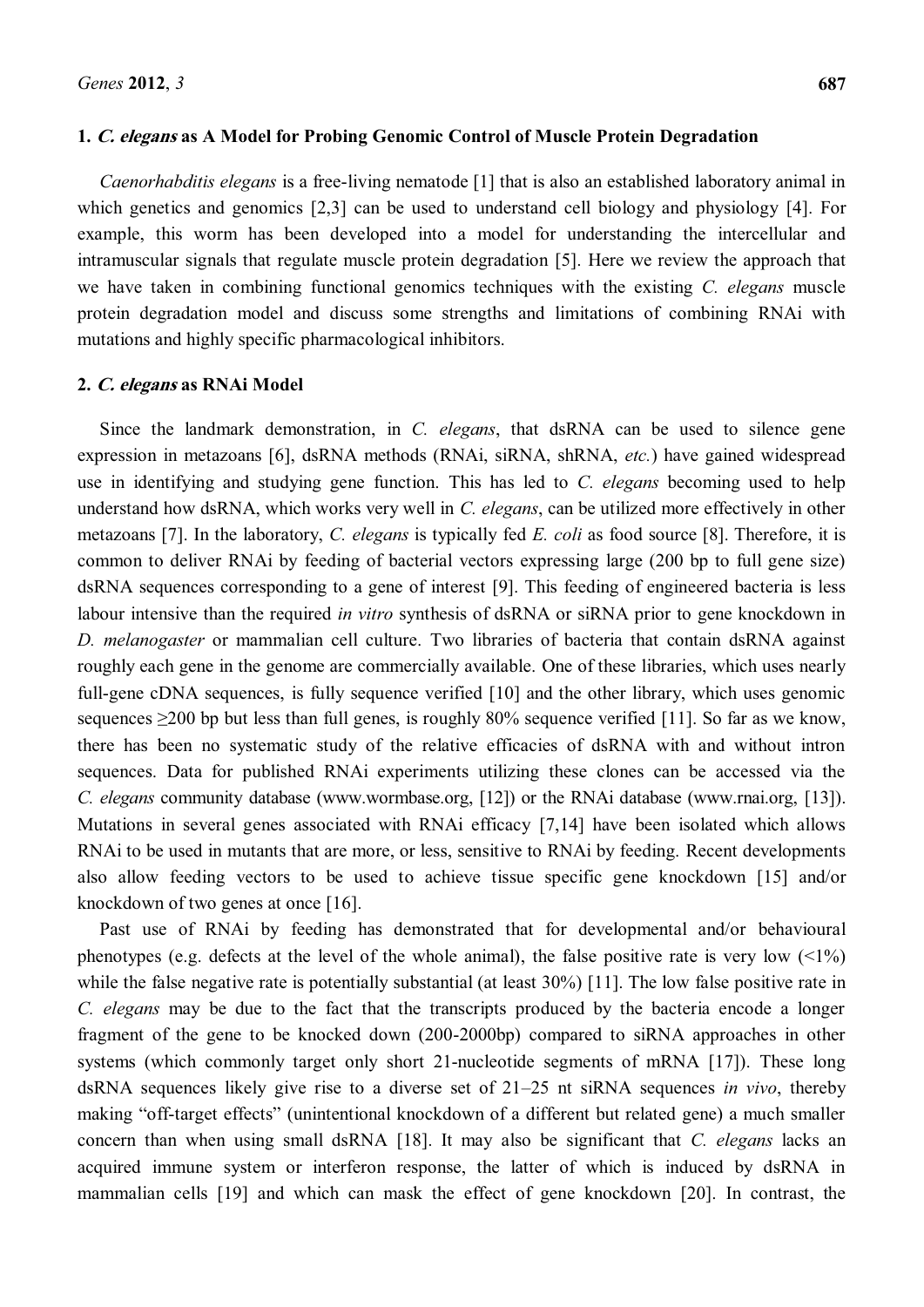## 1. *C. elegans* as A Model for Probing Genomic Control of Muscle Protein Degradation

*Caenorhabditis elegans* is a free-living nematode [1] that is also an established laboratory animal in which genetics and genomics [2,3] can be used to understand cell biology and physiology [4]. For example, this worm has been developed into a model for understanding the intercellular and intramuscular signals that regulate muscle protein degradation [5]. Here we review the approach that we have taken in combining functional genomics techniques with the existing *C. elegans* muscle protein degradation model and discuss some strengths and limitations of combining RNAi with mutations and highly specific pharmacological inhibitors.

## 2. *C. elegans* as RNAi Model

Since the landmark demonstration, in *C. elegans*, that dsRNA can be used to silence gene expression in metazoans [6], dsRNA methods (RNAi, siRNA, shRNA, *etc.*) have gained widespread use in identifying and studying gene function. This has led to *C. elegans* becoming used to help understand how dsRNA, which works very well in *C. elegans*, can be utilized more effectively in other metazoans [7]. In the laboratory, *C. elegans* is typically fed *E. coli* as food source [8]. Therefore, it is common to deliver RNAi by feeding of bacterial vectors expressing large (200 bp to full gene size) dsRNA sequences corresponding to a gene of interest [9]. This feeding of engineered bacteria is less labour intensive than the required *in vitro* synthesis of dsRNA or siRNA prior to gene knockdown in *D. melanogaster* or mammalian cell culture. Two libraries of bacteria that contain dsRNA against roughly each gene in the genome are commercially available. One of these libraries, which uses nearly full-gene cDNA sequences, is fully sequence verified [10] and the other library, which uses genomic sequences ≥200 bp but less than full genes, is roughly 80% sequence verified [11]. So far as we know, there has been no systematic study of the relative efficacies of dsRNA with and without intron sequences. Data for published RNAi experiments utilizing these clones can be accessed via the *C. elegans* community database (www.wormbase.org, [12]) or the RNAi database (www.rnai.org, [13]). Mutations in several genes associated with RNAi efficacy [7,14] have been isolated which allows RNAi to be used in mutants that are more, or less, sensitive to RNAi by feeding. Recent developments also allow feeding vectors to be used to achieve tissue specific gene knockdown [15] and/or knockdown of two genes at once [16].

Past use of RNAi by feeding has demonstrated that for developmental and/or behavioural phenotypes (e.g. defects at the level of the whole animal), the false positive rate is very low (<1%) while the false negative rate is potentially substantial (at least 30%) [11]. The low false positive rate in *C. elegans* may be due to the fact that the transcripts produced by the bacteria encode a longer fragment of the gene to be knocked down (200-2000bp) compared to siRNA approaches in other systems (which commonly target only short 21-nucleotide segments of mRNA [17]). These long dsRNA sequences likely give rise to a diverse set of 21–25 nt siRNA sequences *in vivo*, thereby making "off-target effects" (unintentional knockdown of a different but related gene) a much smaller concern than when using small dsRNA [18]. It may also be significant that *C. elegans* lacks an acquired immune system or interferon response, the latter of which is induced by dsRNA in mammalian cells [19] and which can mask the effect of gene knockdown [20]. In contrast, the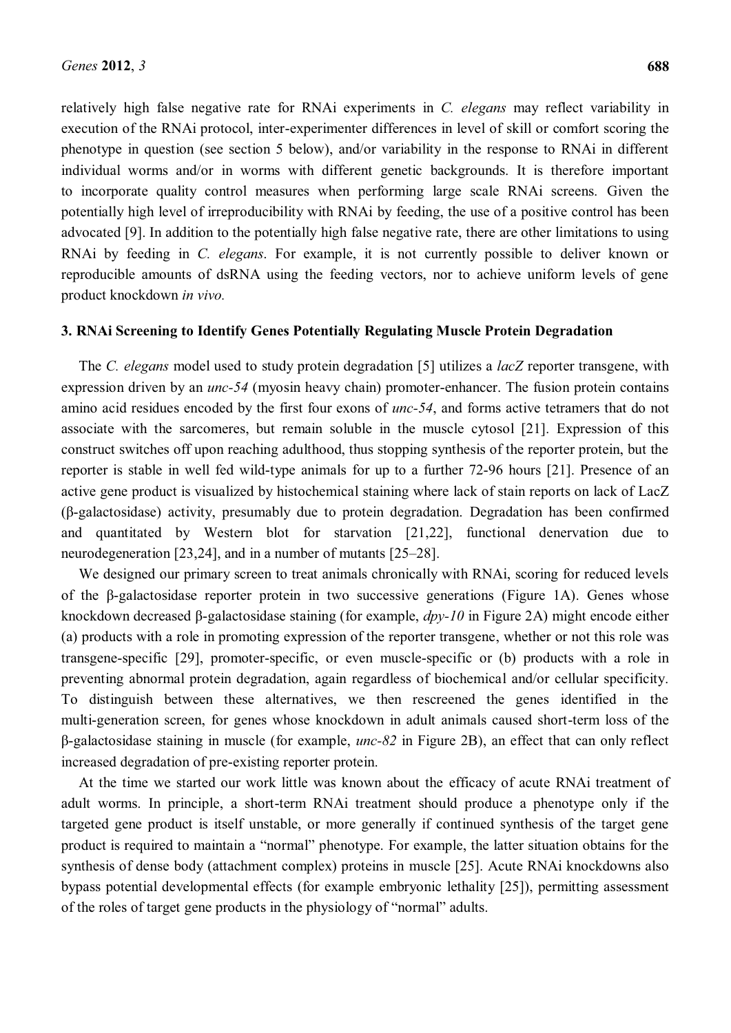relatively high false negative rate for RNAi experiments in *C. elegans* may reflect variability in execution of the RNAi protocol, inter-experimenter differences in level of skill or comfort scoring the phenotype in question (see section 5 below), and/or variability in the response to RNAi in different individual worms and/or in worms with different genetic backgrounds. It is therefore important to incorporate quality control measures when performing large scale RNAi screens. Given the potentially high level of irreproducibility with RNAi by feeding, the use of a positive control has been advocated [9]. In addition to the potentially high false negative rate, there are other limitations to using RNAi by feeding in *C. elegans*. For example, it is not currently possible to deliver known or reproducible amounts of dsRNA using the feeding vectors, nor to achieve uniform levels of gene product knockdown *in vivo.*

## 3. RNAi Screening to Identify Genes Potentially Regulating Muscle Protein Degradation

The *C. elegans* model used to study protein degradation [5] utilizes a *lacZ* reporter transgene, with expression driven by an *unc-54* (myosin heavy chain) promoter-enhancer. The fusion protein contains amino acid residues encoded by the first four exons of *unc-54*, and forms active tetramers that do not associate with the sarcomeres, but remain soluble in the muscle cytosol [21]. Expression of this construct switches off upon reaching adulthood, thus stopping synthesis of the reporter protein, but the reporter is stable in well fed wild-type animals for up to a further 72-96 hours [21]. Presence of an active gene product is visualized by histochemical staining where lack of stain reports on lack of LacZ (β-galactosidase) activity, presumably due to protein degradation. Degradation has been confirmed and quantitated by Western blot for starvation [21,22], functional denervation due to neurodegeneration [23,24], and in a number of mutants [25–28].

We designed our primary screen to treat animals chronically with RNAi, scoring for reduced levels of the β-galactosidase reporter protein in two successive generations (Figure 1A). Genes whose knockdown decreased β-galactosidase staining (for example, *dpy-10* in Figure 2A) might encode either (a) products with a role in promoting expression of the reporter transgene, whether or not this role was transgene-specific [29], promoter-specific, or even muscle-specific or (b) products with a role in preventing abnormal protein degradation, again regardless of biochemical and/or cellular specificity. To distinguish between these alternatives, we then rescreened the genes identified in the multi-generation screen, for genes whose knockdown in adult animals caused short-term loss of the β-galactosidase staining in muscle (for example, *unc-82* in Figure 2B), an effect that can only reflect increased degradation of pre-existing reporter protein.

At the time we started our work little was known about the efficacy of acute RNAi treatment of adult worms. In principle, a short-term RNAi treatment should produce a phenotype only if the targeted gene product is itself unstable, or more generally if continued synthesis of the target gene product is required to maintain a "normal" phenotype. For example, the latter situation obtains for the synthesis of dense body (attachment complex) proteins in muscle [25]. Acute RNAi knockdowns also bypass potential developmental effects (for example embryonic lethality [25]), permitting assessment of the roles of target gene products in the physiology of "normal" adults.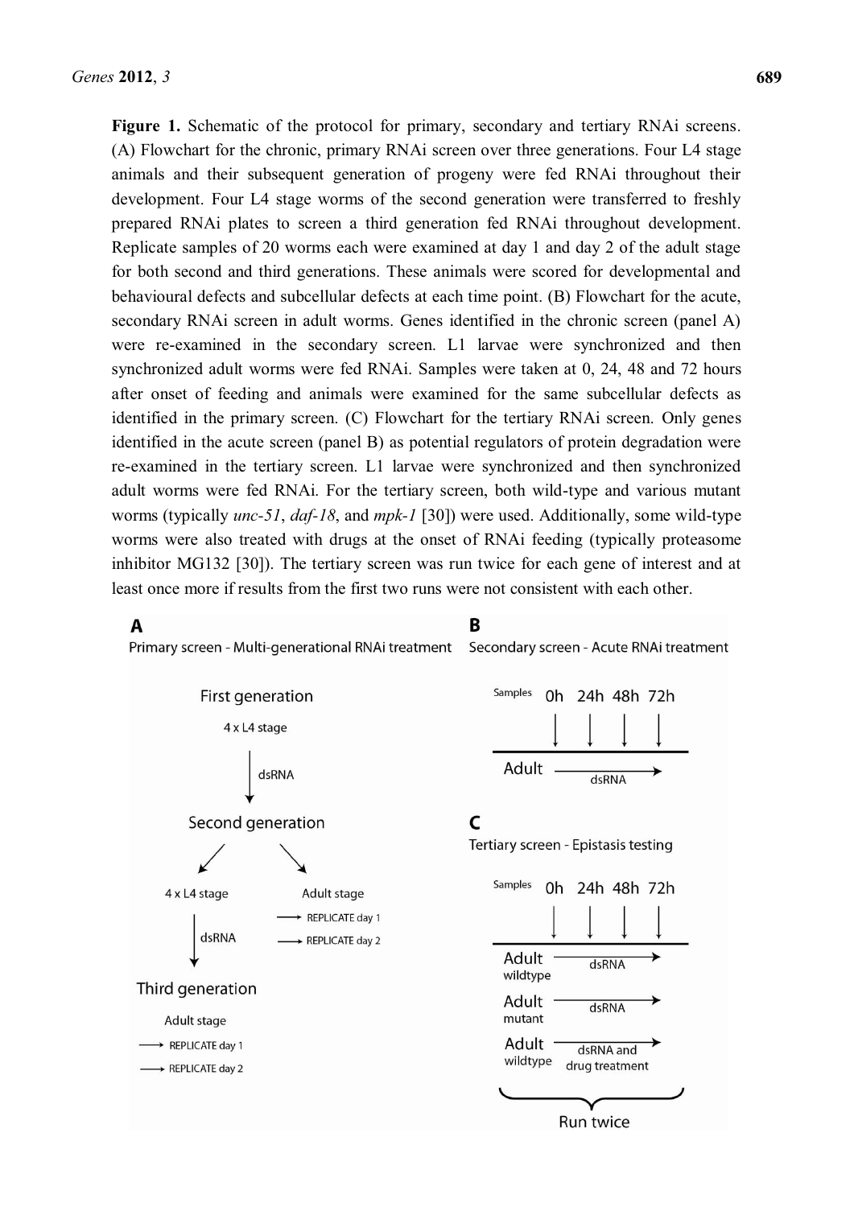**Figure 1.** Schematic of the protocol for primary, secondary and tertiary RNAi screens. (A) Flowchart for the chronic, primary RNAi screen over three generations. Four L4 stage animals and their subsequent generation of progeny were fed RNAi throughout their development. Four L4 stage worms of the second generation were transferred to freshly prepared RNAi plates to screen a third generation fed RNAi throughout development. Replicate samples of 20 worms each were examined at day 1 and day 2 of the adult stage for both second and third generations. These animals were scored for developmental and behavioural defects and subcellular defects at each time point. (B) Flowchart for the acute, secondary RNAi screen in adult worms. Genes identified in the chronic screen (panel A) were re-examined in the secondary screen. L1 larvae were synchronized and then synchronized adult worms were fed RNAi. Samples were taken at 0, 24, 48 and 72 hours after onset of feeding and animals were examined for the same subcellular defects as identified in the primary screen. (C) Flowchart for the tertiary RNAi screen. Only genes identified in the acute screen (panel B) as potential regulators of protein degradation were re-examined in the tertiary screen. L1 larvae were synchronized and then synchronized adult worms were fed RNAi. For the tertiary screen, both wild-type and various mutant worms (typically *unc-51*, *daf-18*, and *mpk-1* [30]) were used. Additionally, some wild-type worms were also treated with drugs at the onset of RNAi feeding (typically proteasome inhibitor MG132 [30]). The tertiary screen was run twice for each gene of interest and at least once more if results from the first two runs were not consistent with each other.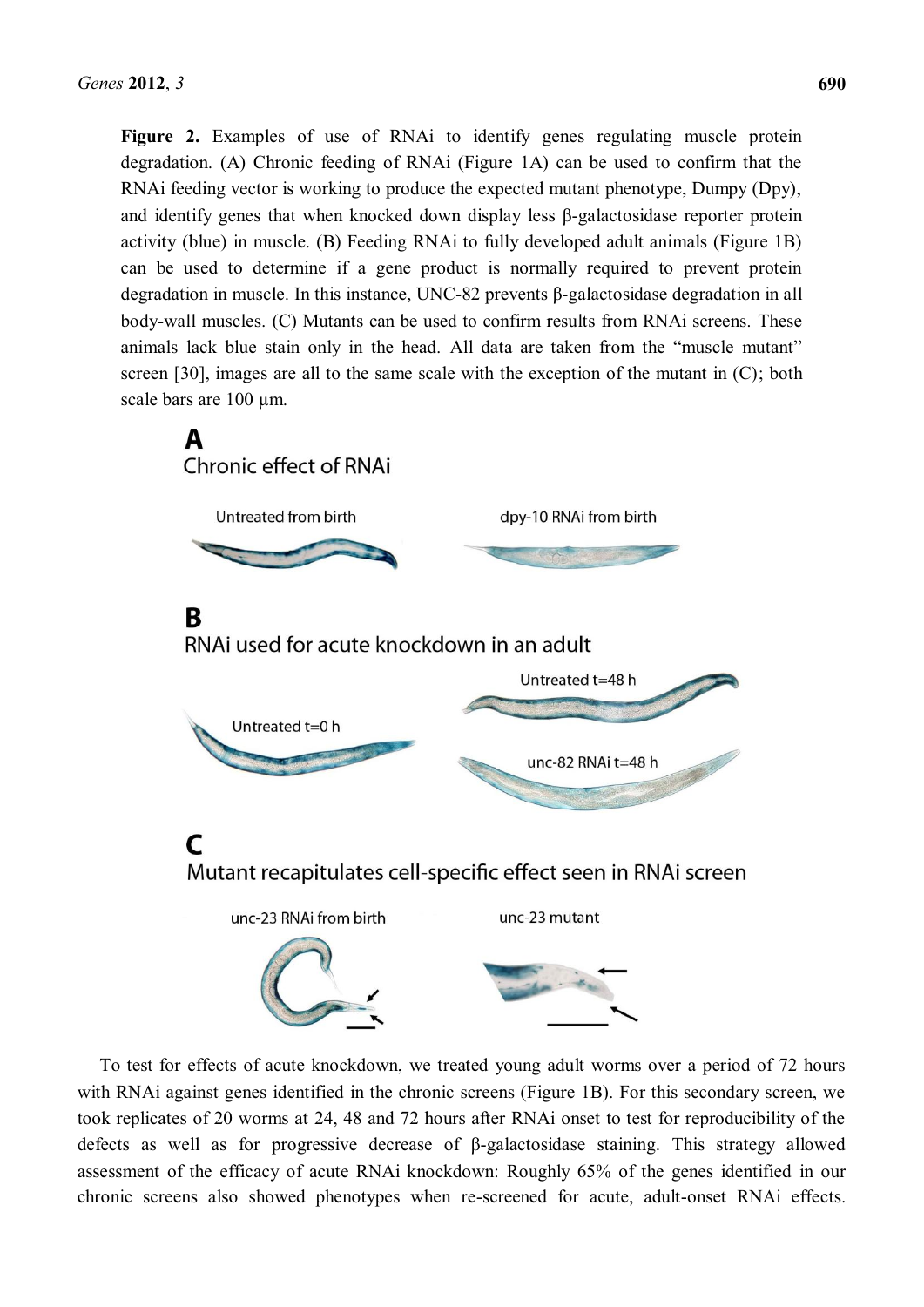**Figure 2.** Examples of use of RNAi to identify genes regulating muscle protein degradation. (A) Chronic feeding of RNAi (Figure 1A) can be used to confirm that the RNAi feeding vector is working to produce the expected mutant phenotype, Dumpy (Dpy), and identify genes that when knocked down display less β-galactosidase reporter protein activity (blue) in muscle. (B) Feeding RNAi to fully developed adult animals (Figure 1B) can be used to determine if a gene product is normally required to prevent protein degradation in muscle. In this instance, UNC-82 prevents β-galactosidase degradation in all body-wall muscles. (C) Mutants can be used to confirm results from RNAi screens. These animals lack blue stain only in the head. All data are taken from the "muscle mutant" screen [30], images are all to the same scale with the exception of the mutant in (C); both scale bars are 100 µm.

To test for effects of acute knockdown, we treated young adult worms over a period of 72 hours with RNAi against genes identified in the chronic screens (Figure 1B). For this secondary screen, we took replicates of 20 worms at 24, 48 and 72 hours after RNAi onset to test for reproducibility of the defects as well as for progressive decrease of β-galactosidase staining. This strategy allowed assessment of the efficacy of acute RNAi knockdown: Roughly 65% of the genes identified in our chronic screens also showed phenotypes when re-screened for acute, adult-onset RNAi effects.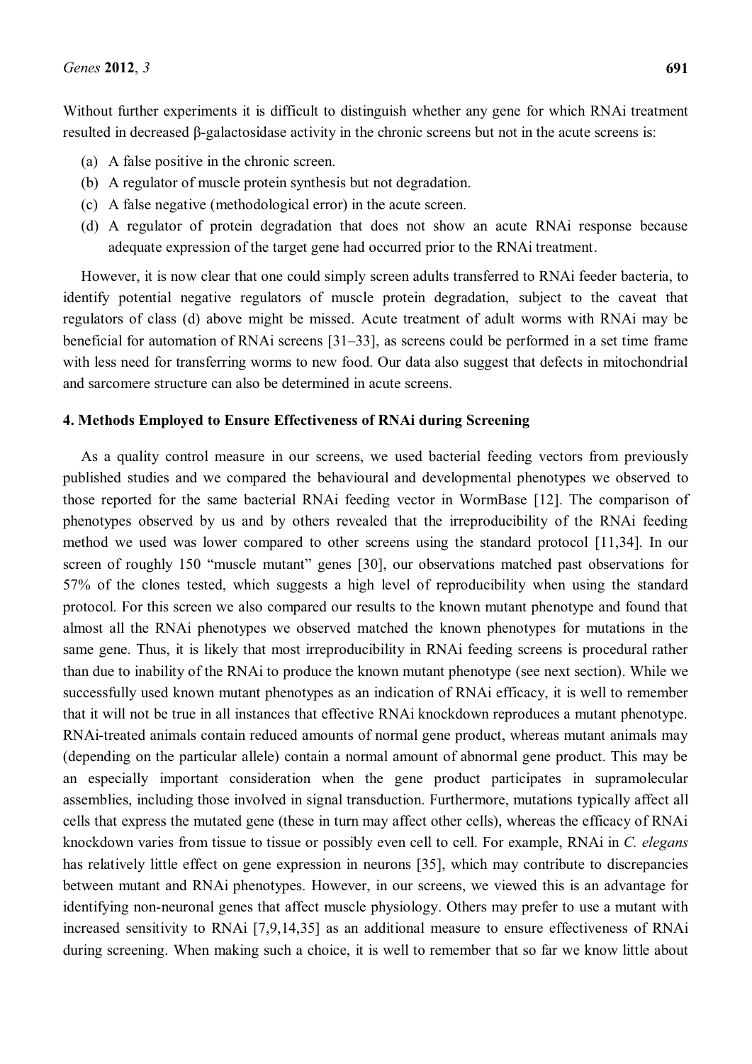Without further experiments it is difficult to distinguish whether any gene for which RNAi treatment resulted in decreased β-galactosidase activity in the chronic screens but not in the acute screens is:

(a) A false positive in the chronic screen.
(b) A regulator of muscle protein synthesis but not degradation.
(c) A false negative (methodological error) in the acute screen.
(d) A regulator of protein degradation that does not show an acute RNAi response because adequate expression of the target gene had occurred prior to the RNAi treatment.

However, it is now clear that one could simply screen adults transferred to RNAi feeder bacteria, to identify potential negative regulators of muscle protein degradation, subject to the caveat that regulators of class (d) above might be missed. Acute treatment of adult worms with RNAi may be beneficial for automation of RNAi screens [31–33], as screens could be performed in a set time frame with less need for transferring worms to new food. Our data also suggest that defects in mitochondrial and sarcomere structure can also be determined in acute screens.

## 4. Methods Employed to Ensure Effectiveness of RNAi during Screening

As a quality control measure in our screens, we used bacterial feeding vectors from previously published studies and we compared the behavioural and developmental phenotypes we observed to those reported for the same bacterial RNAi feeding vector in WormBase [12]. The comparison of phenotypes observed by us and by others revealed that the irreproducibility of the RNAi feeding method we used was lower compared to other screens using the standard protocol [11,34]. In our screen of roughly 150 "muscle mutant" genes [30], our observations matched past observations for 57% of the clones tested, which suggests a high level of reproducibility when using the standard protocol. For this screen we also compared our results to the known mutant phenotype and found that almost all the RNAi phenotypes we observed matched the known phenotypes for mutations in the same gene. Thus, it is likely that most irreproducibility in RNAi feeding screens is procedural rather than due to inability of the RNAi to produce the known mutant phenotype (see next section). While we successfully used known mutant phenotypes as an indication of RNAi efficacy, it is well to remember that it will not be true in all instances that effective RNAi knockdown reproduces a mutant phenotype. RNAi-treated animals contain reduced amounts of normal gene product, whereas mutant animals may (depending on the particular allele) contain a normal amount of abnormal gene product. This may be an especially important consideration when the gene product participates in supramolecular assemblies, including those involved in signal transduction. Furthermore, mutations typically affect all cells that express the mutated gene (these in turn may affect other cells), whereas the efficacy of RNAi knockdown varies from tissue to tissue or possibly even cell to cell. For example, RNAi in *C. elegans* has relatively little effect on gene expression in neurons [35], which may contribute to discrepancies between mutant and RNAi phenotypes. However, in our screens, we viewed this is an advantage for identifying non-neuronal genes that affect muscle physiology. Others may prefer to use a mutant with increased sensitivity to RNAi [7,9,14,35] as an additional measure to ensure effectiveness of RNAi during screening. When making such a choice, it is well to remember that so far we know little about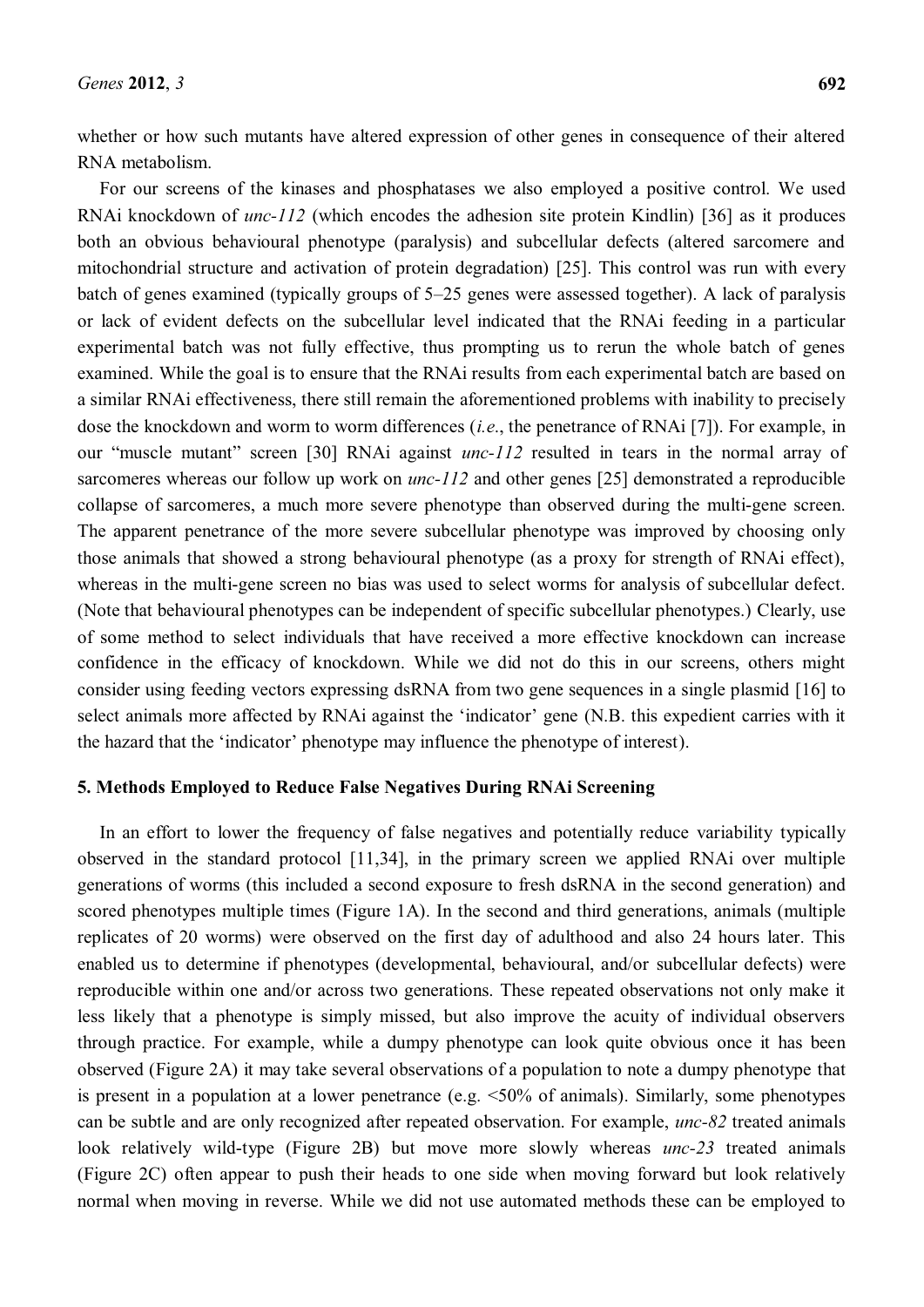whether or how such mutants have altered expression of other genes in consequence of their altered RNA metabolism.

For our screens of the kinases and phosphatases we also employed a positive control. We used RNAi knockdown of *unc-112* (which encodes the adhesion site protein Kindlin) [36] as it produces both an obvious behavioural phenotype (paralysis) and subcellular defects (altered sarcomere and mitochondrial structure and activation of protein degradation) [25]. This control was run with every batch of genes examined (typically groups of 5–25 genes were assessed together). A lack of paralysis or lack of evident defects on the subcellular level indicated that the RNAi feeding in a particular experimental batch was not fully effective, thus prompting us to rerun the whole batch of genes examined. While the goal is to ensure that the RNAi results from each experimental batch are based on a similar RNAi effectiveness, there still remain the aforementioned problems with inability to precisely dose the knockdown and worm to worm differences (*i.e.*, the penetrance of RNAi [7]). For example, in our "muscle mutant" screen [30] RNAi against *unc-112* resulted in tears in the normal array of sarcomeres whereas our follow up work on *unc-112* and other genes [25] demonstrated a reproducible collapse of sarcomeres, a much more severe phenotype than observed during the multi-gene screen. The apparent penetrance of the more severe subcellular phenotype was improved by choosing only those animals that showed a strong behavioural phenotype (as a proxy for strength of RNAi effect), whereas in the multi-gene screen no bias was used to select worms for analysis of subcellular defect. (Note that behavioural phenotypes can be independent of specific subcellular phenotypes.) Clearly, use of some method to select individuals that have received a more effective knockdown can increase confidence in the efficacy of knockdown. While we did not do this in our screens, others might consider using feeding vectors expressing dsRNA from two gene sequences in a single plasmid [16] to select animals more affected by RNAi against the 'indicator' gene (N.B. this expedient carries with it the hazard that the 'indicator' phenotype may influence the phenotype of interest).

## 5. Methods Employed to Reduce False Negatives During RNAi Screening

In an effort to lower the frequency of false negatives and potentially reduce variability typically observed in the standard protocol [11,34], in the primary screen we applied RNAi over multiple generations of worms (this included a second exposure to fresh dsRNA in the second generation) and scored phenotypes multiple times (Figure 1A). In the second and third generations, animals (multiple replicates of 20 worms) were observed on the first day of adulthood and also 24 hours later. This enabled us to determine if phenotypes (developmental, behavioural, and/or subcellular defects) were reproducible within one and/or across two generations. These repeated observations not only make it less likely that a phenotype is simply missed, but also improve the acuity of individual observers through practice. For example, while a dumpy phenotype can look quite obvious once it has been observed (Figure 2A) it may take several observations of a population to note a dumpy phenotype that is present in a population at a lower penetrance (e.g. <50% of animals). Similarly, some phenotypes can be subtle and are only recognized after repeated observation. For example, *unc-82* treated animals look relatively wild-type (Figure 2B) but move more slowly whereas *unc-23* treated animals (Figure 2C) often appear to push their heads to one side when moving forward but look relatively normal when moving in reverse. While we did not use automated methods these can be employed to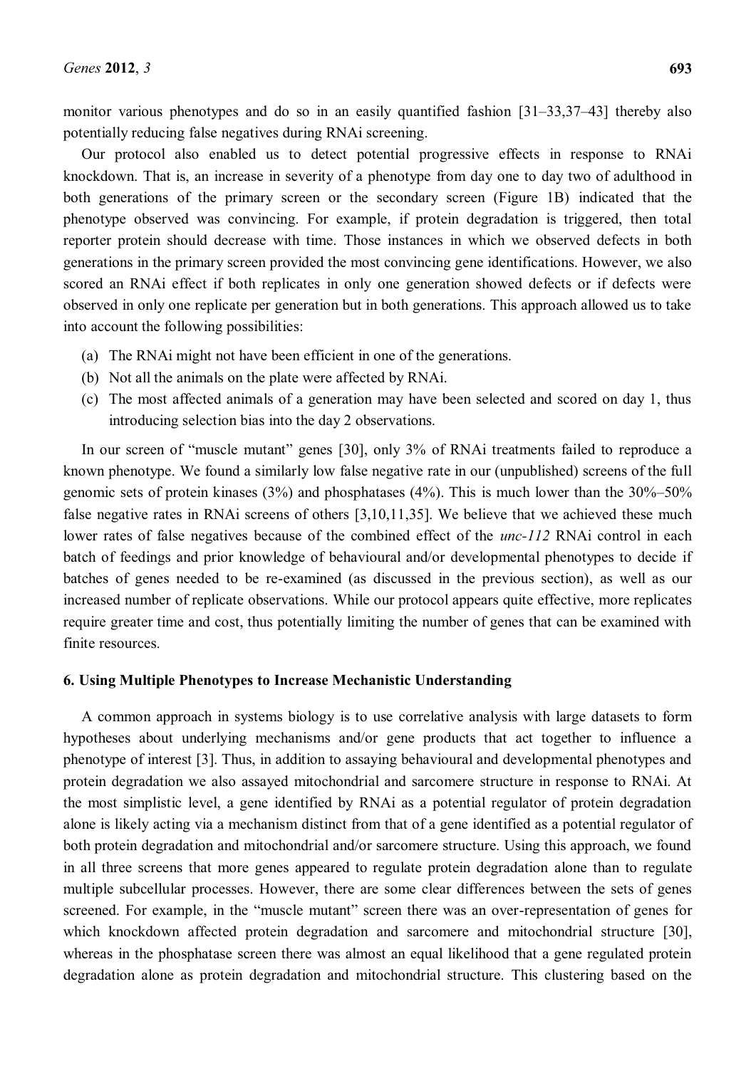monitor various phenotypes and do so in an easily quantified fashion [31–33,37–43] thereby also potentially reducing false negatives during RNAi screening.

Our protocol also enabled us to detect potential progressive effects in response to RNAi knockdown. That is, an increase in severity of a phenotype from day one to day two of adulthood in both generations of the primary screen or the secondary screen (Figure 1B) indicated that the phenotype observed was convincing. For example, if protein degradation is triggered, then total reporter protein should decrease with time. Those instances in which we observed defects in both generations in the primary screen provided the most convincing gene identifications. However, we also scored an RNAi effect if both replicates in only one generation showed defects or if defects were observed in only one replicate per generation but in both generations. This approach allowed us to take into account the following possibilities:

(a) The RNAi might not have been efficient in one of the generations.
(b) Not all the animals on the plate were affected by RNAi.
(c) The most affected animals of a generation may have been selected and scored on day 1, thus introducing selection bias into the day 2 observations.

In our screen of "muscle mutant" genes [30], only 3% of RNAi treatments failed to reproduce a known phenotype. We found a similarly low false negative rate in our (unpublished) screens of the full genomic sets of protein kinases (3%) and phosphatases (4%). This is much lower than the 30%–50% false negative rates in RNAi screens of others [3,10,11,35]. We believe that we achieved these much lower rates of false negatives because of the combined effect of the *unc-112* RNAi control in each batch of feedings and prior knowledge of behavioural and/or developmental phenotypes to decide if batches of genes needed to be re-examined (as discussed in the previous section), as well as our increased number of replicate observations. While our protocol appears quite effective, more replicates require greater time and cost, thus potentially limiting the number of genes that can be examined with finite resources.

## 6. Using Multiple Phenotypes to Increase Mechanistic Understanding

A common approach in systems biology is to use correlative analysis with large datasets to form hypotheses about underlying mechanisms and/or gene products that act together to influence a phenotype of interest [3]. Thus, in addition to assaying behavioural and developmental phenotypes and protein degradation we also assayed mitochondrial and sarcomere structure in response to RNAi. At the most simplistic level, a gene identified by RNAi as a potential regulator of protein degradation alone is likely acting via a mechanism distinct from that of a gene identified as a potential regulator of both protein degradation and mitochondrial and/or sarcomere structure. Using this approach, we found in all three screens that more genes appeared to regulate protein degradation alone than to regulate multiple subcellular processes. However, there are some clear differences between the sets of genes screened. For example, in the "muscle mutant" screen there was an over-representation of genes for which knockdown affected protein degradation and sarcomere and mitochondrial structure [30], whereas in the phosphatase screen there was almost an equal likelihood that a gene regulated protein degradation alone as protein degradation and mitochondrial structure. This clustering based on the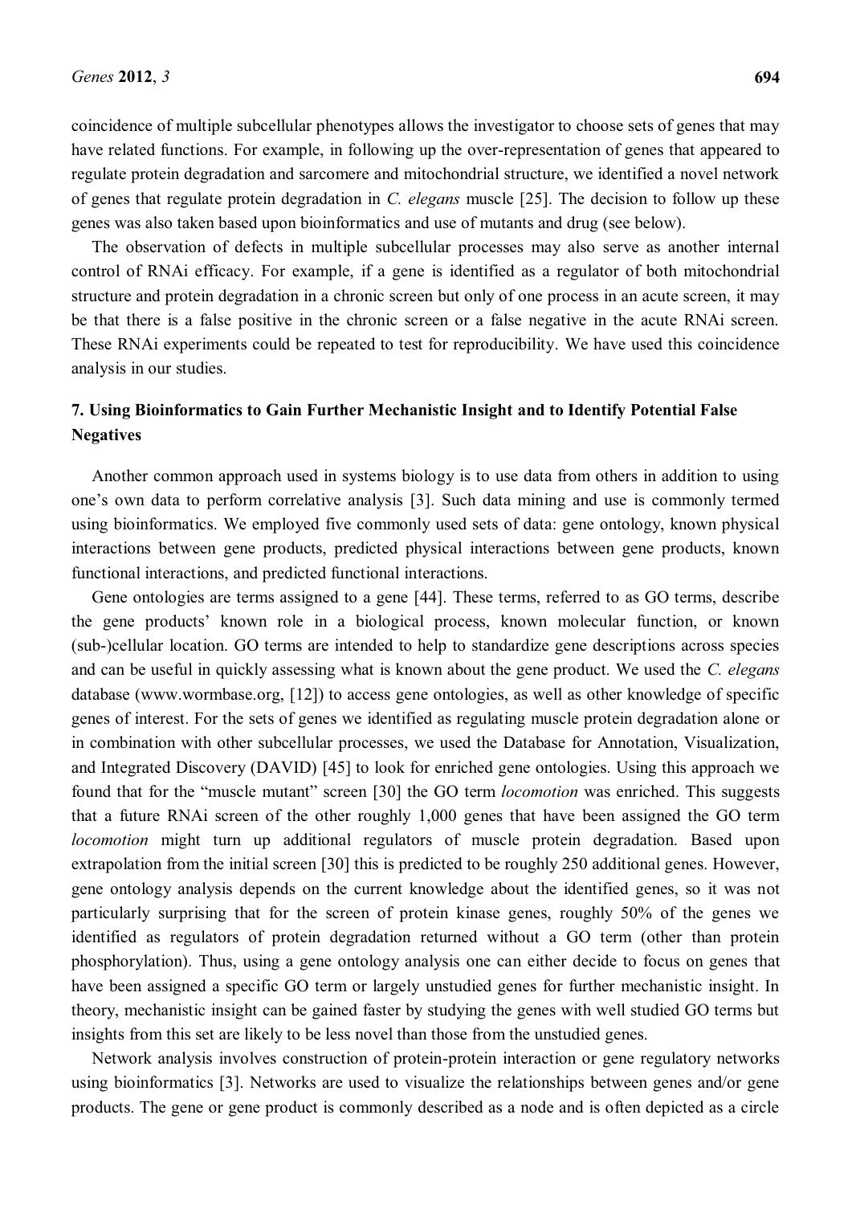coincidence of multiple subcellular phenotypes allows the investigator to choose sets of genes that may have related functions. For example, in following up the over-representation of genes that appeared to regulate protein degradation and sarcomere and mitochondrial structure, we identified a novel network of genes that regulate protein degradation in *C. elegans* muscle [25]. The decision to follow up these genes was also taken based upon bioinformatics and use of mutants and drug (see below).

The observation of defects in multiple subcellular processes may also serve as another internal control of RNAi efficacy. For example, if a gene is identified as a regulator of both mitochondrial structure and protein degradation in a chronic screen but only of one process in an acute screen, it may be that there is a false positive in the chronic screen or a false negative in the acute RNAi screen. These RNAi experiments could be repeated to test for reproducibility. We have used this coincidence analysis in our studies.

## 7. Using Bioinformatics to Gain Further Mechanistic Insight and to Identify Potential False Negatives

Another common approach used in systems biology is to use data from others in addition to using one's own data to perform correlative analysis [3]. Such data mining and use is commonly termed using bioinformatics. We employed five commonly used sets of data: gene ontology, known physical interactions between gene products, predicted physical interactions between gene products, known functional interactions, and predicted functional interactions.

Gene ontologies are terms assigned to a gene [44]. These terms, referred to as GO terms, describe the gene products' known role in a biological process, known molecular function, or known (sub-)cellular location. GO terms are intended to help to standardize gene descriptions across species and can be useful in quickly assessing what is known about the gene product. We used the *C. elegans* database (www.wormbase.org, [12]) to access gene ontologies, as well as other knowledge of specific genes of interest. For the sets of genes we identified as regulating muscle protein degradation alone or in combination with other subcellular processes, we used the Database for Annotation, Visualization, and Integrated Discovery (DAVID) [45] to look for enriched gene ontologies. Using this approach we found that for the "muscle mutant" screen [30] the GO term *locomotion* was enriched. This suggests that a future RNAi screen of the other roughly 1,000 genes that have been assigned the GO term *locomotion* might turn up additional regulators of muscle protein degradation. Based upon extrapolation from the initial screen [30] this is predicted to be roughly 250 additional genes. However, gene ontology analysis depends on the current knowledge about the identified genes, so it was not particularly surprising that for the screen of protein kinase genes, roughly 50% of the genes we identified as regulators of protein degradation returned without a GO term (other than protein phosphorylation). Thus, using a gene ontology analysis one can either decide to focus on genes that have been assigned a specific GO term or largely unstudied genes for further mechanistic insight. In theory, mechanistic insight can be gained faster by studying the genes with well studied GO terms but insights from this set are likely to be less novel than those from the unstudied genes.

Network analysis involves construction of protein-protein interaction or gene regulatory networks using bioinformatics [3]. Networks are used to visualize the relationships between genes and/or gene products. The gene or gene product is commonly described as a node and is often depicted as a circle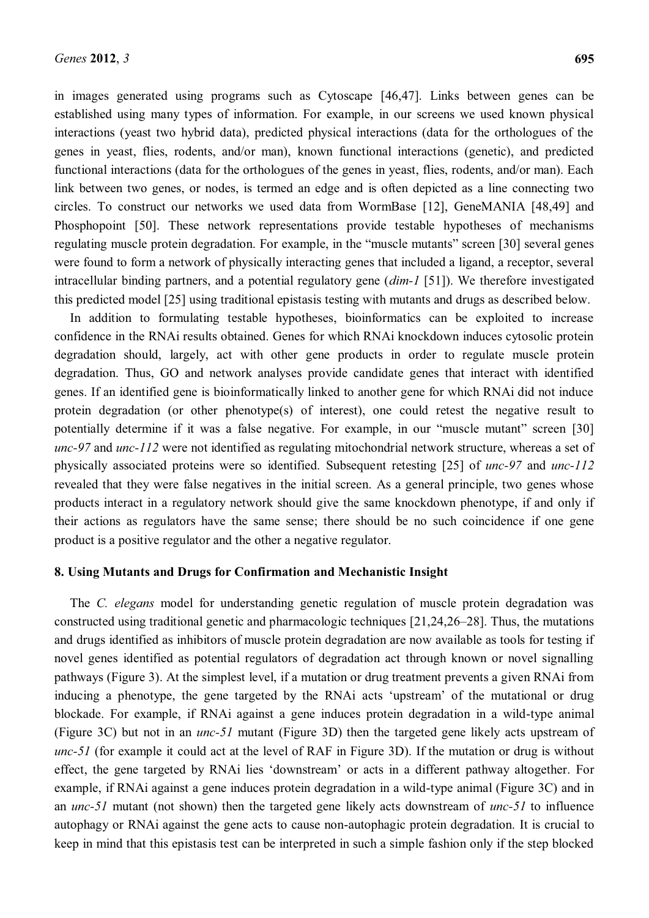in images generated using programs such as Cytoscape [46,47]. Links between genes can be established using many types of information. For example, in our screens we used known physical interactions (yeast two hybrid data), predicted physical interactions (data for the orthologues of the genes in yeast, flies, rodents, and/or man), known functional interactions (genetic), and predicted functional interactions (data for the orthologues of the genes in yeast, flies, rodents, and/or man). Each link between two genes, or nodes, is termed an edge and is often depicted as a line connecting two circles. To construct our networks we used data from WormBase [12], GeneMANIA [48,49] and Phosphopoint [50]. These network representations provide testable hypotheses of mechanisms regulating muscle protein degradation. For example, in the "muscle mutants" screen [30] several genes were found to form a network of physically interacting genes that included a ligand, a receptor, several intracellular binding partners, and a potential regulatory gene (*dim-1* [51]). We therefore investigated this predicted model [25] using traditional epistasis testing with mutants and drugs as described below.

In addition to formulating testable hypotheses, bioinformatics can be exploited to increase confidence in the RNAi results obtained. Genes for which RNAi knockdown induces cytosolic protein degradation should, largely, act with other gene products in order to regulate muscle protein degradation. Thus, GO and network analyses provide candidate genes that interact with identified genes. If an identified gene is bioinformatically linked to another gene for which RNAi did not induce protein degradation (or other phenotype(s) of interest), one could retest the negative result to potentially determine if it was a false negative. For example, in our "muscle mutant" screen [30] *unc-97* and *unc-112* were not identified as regulating mitochondrial network structure, whereas a set of physically associated proteins were so identified. Subsequent retesting [25] of *unc-97* and *unc-112* revealed that they were false negatives in the initial screen. As a general principle, two genes whose products interact in a regulatory network should give the same knockdown phenotype, if and only if their actions as regulators have the same sense; there should be no such coincidence if one gene product is a positive regulator and the other a negative regulator.

## 8. Using Mutants and Drugs for Confirmation and Mechanistic Insight

The *C. elegans* model for understanding genetic regulation of muscle protein degradation was constructed using traditional genetic and pharmacologic techniques [21,24,26–28]. Thus, the mutations and drugs identified as inhibitors of muscle protein degradation are now available as tools for testing if novel genes identified as potential regulators of degradation act through known or novel signalling pathways (Figure 3). At the simplest level, if a mutation or drug treatment prevents a given RNAi from inducing a phenotype, the gene targeted by the RNAi acts 'upstream' of the mutational or drug blockade. For example, if RNAi against a gene induces protein degradation in a wild-type animal (Figure 3C) but not in an *unc-51* mutant (Figure 3D) then the targeted gene likely acts upstream of *unc-51* (for example it could act at the level of RAF in Figure 3D). If the mutation or drug is without effect, the gene targeted by RNAi lies 'downstream' or acts in a different pathway altogether. For example, if RNAi against a gene induces protein degradation in a wild-type animal (Figure 3C) and in an *unc-51* mutant (not shown) then the targeted gene likely acts downstream of *unc-51* to influence autophagy or RNAi against the gene acts to cause non-autophagic protein degradation. It is crucial to keep in mind that this epistasis test can be interpreted in such a simple fashion only if the step blocked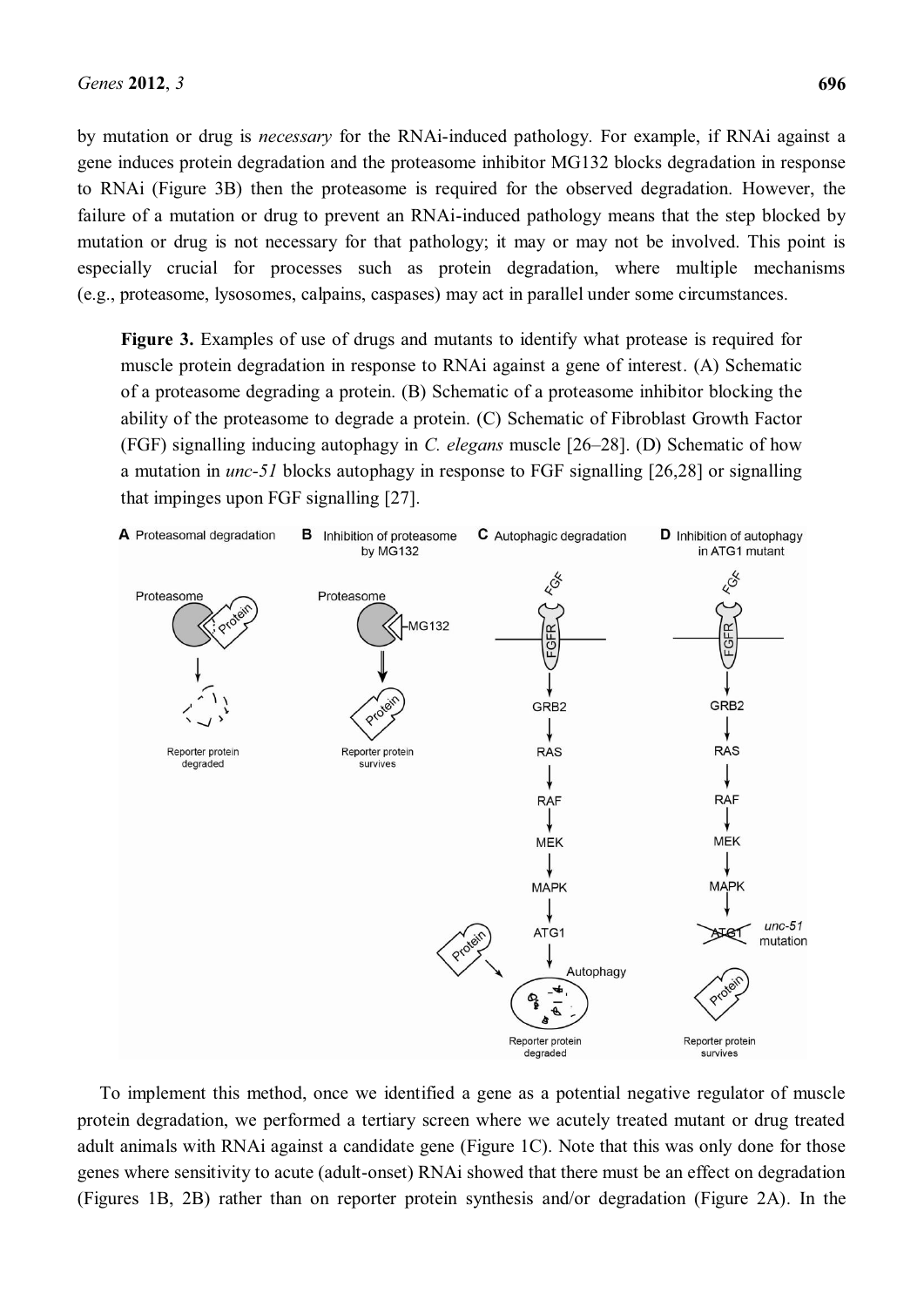by mutation or drug is *necessary* for the RNAi-induced pathology. For example, if RNAi against a gene induces protein degradation and the proteasome inhibitor MG132 blocks degradation in response to RNAi (Figure 3B) then the proteasome is required for the observed degradation. However, the failure of a mutation or drug to prevent an RNAi-induced pathology means that the step blocked by mutation or drug is not necessary for that pathology; it may or may not be involved. This point is especially crucial for processes such as protein degradation, where multiple mechanisms (e.g., proteasome, lysosomes, calpains, caspases) may act in parallel under some circumstances.

**Figure 3.** Examples of use of drugs and mutants to identify what protease is required for muscle protein degradation in response to RNAi against a gene of interest. (A) Schematic of a proteasome degrading a protein. (B) Schematic of a proteasome inhibitor blocking the ability of the proteasome to degrade a protein. (C) Schematic of Fibroblast Growth Factor (FGF) signalling inducing autophagy in *C. elegans* muscle [26–28]. (D) Schematic of how a mutation in *unc-51* blocks autophagy in response to FGF signalling [26,28] or signalling that impinges upon FGF signalling [27].

To implement this method, once we identified a gene as a potential negative regulator of muscle protein degradation, we performed a tertiary screen where we acutely treated mutant or drug treated adult animals with RNAi against a candidate gene (Figure 1C). Note that this was only done for those genes where sensitivity to acute (adult-onset) RNAi showed that there must be an effect on degradation (Figures 1B, 2B) rather than on reporter protein synthesis and/or degradation (Figure 2A). In the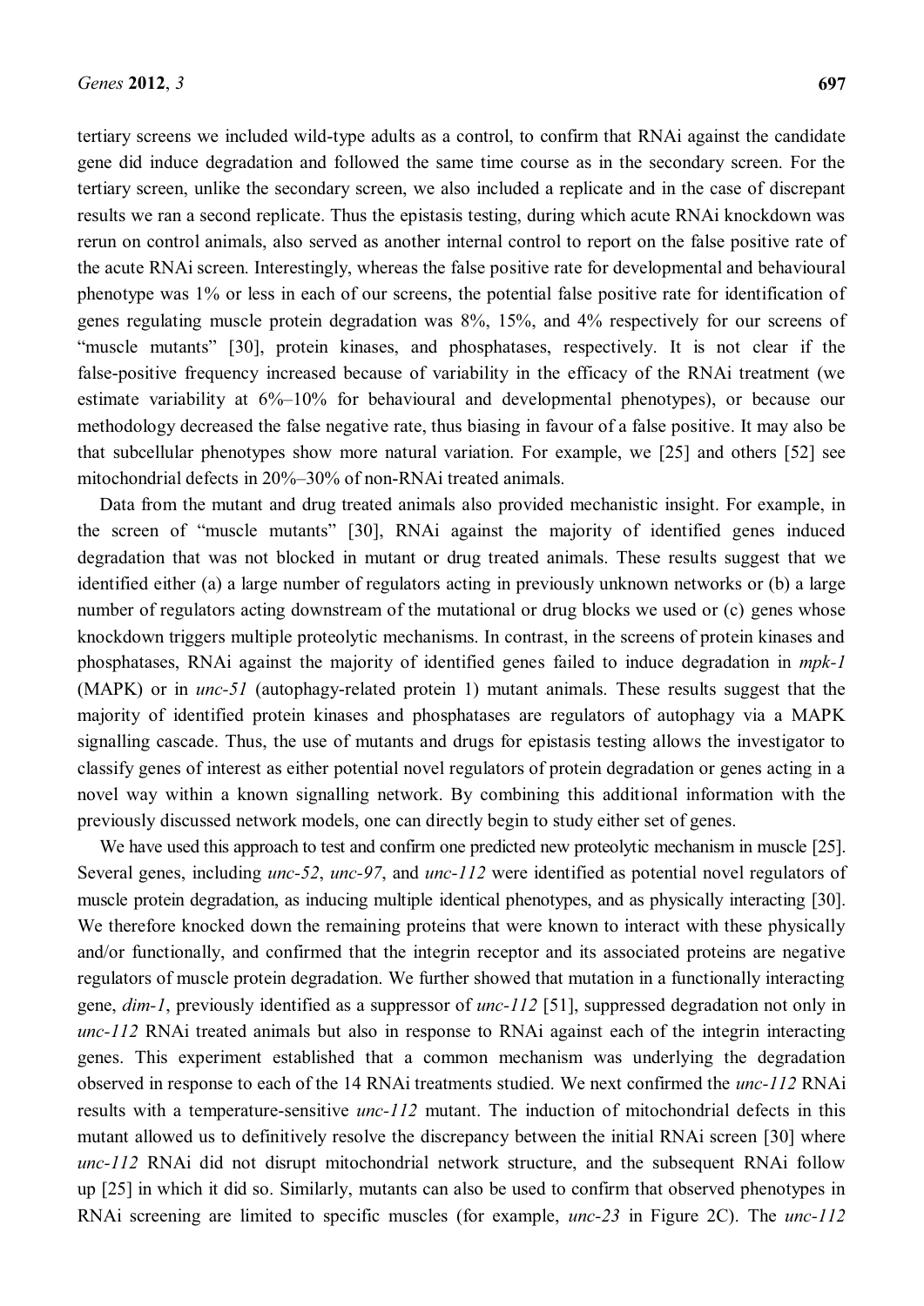tertiary screens we included wild-type adults as a control, to confirm that RNAi against the candidate gene did induce degradation and followed the same time course as in the secondary screen. For the tertiary screen, unlike the secondary screen, we also included a replicate and in the case of discrepant results we ran a second replicate. Thus the epistasis testing, during which acute RNAi knockdown was rerun on control animals, also served as another internal control to report on the false positive rate of the acute RNAi screen. Interestingly, whereas the false positive rate for developmental and behavioural phenotype was 1% or less in each of our screens, the potential false positive rate for identification of genes regulating muscle protein degradation was 8%, 15%, and 4% respectively for our screens of "muscle mutants" [30], protein kinases, and phosphatases, respectively. It is not clear if the false-positive frequency increased because of variability in the efficacy of the RNAi treatment (we estimate variability at 6%–10% for behavioural and developmental phenotypes), or because our methodology decreased the false negative rate, thus biasing in favour of a false positive. It may also be that subcellular phenotypes show more natural variation. For example, we [25] and others [52] see mitochondrial defects in 20%–30% of non-RNAi treated animals.

Data from the mutant and drug treated animals also provided mechanistic insight. For example, in the screen of "muscle mutants" [30], RNAi against the majority of identified genes induced degradation that was not blocked in mutant or drug treated animals. These results suggest that we identified either (a) a large number of regulators acting in previously unknown networks or (b) a large number of regulators acting downstream of the mutational or drug blocks we used or (c) genes whose knockdown triggers multiple proteolytic mechanisms. In contrast, in the screens of protein kinases and phosphatases, RNAi against the majority of identified genes failed to induce degradation in *mpk-1* (MAPK) or in *unc-51* (autophagy-related protein 1) mutant animals. These results suggest that the majority of identified protein kinases and phosphatases are regulators of autophagy via a MAPK signalling cascade. Thus, the use of mutants and drugs for epistasis testing allows the investigator to classify genes of interest as either potential novel regulators of protein degradation or genes acting in a novel way within a known signalling network. By combining this additional information with the previously discussed network models, one can directly begin to study either set of genes.

We have used this approach to test and confirm one predicted new proteolytic mechanism in muscle [25]. Several genes, including *unc-52*, *unc-97*, and *unc-112* were identified as potential novel regulators of muscle protein degradation, as inducing multiple identical phenotypes, and as physically interacting [30]. We therefore knocked down the remaining proteins that were known to interact with these physically and/or functionally, and confirmed that the integrin receptor and its associated proteins are negative regulators of muscle protein degradation. We further showed that mutation in a functionally interacting gene, *dim-1*, previously identified as a suppressor of *unc-112* [51], suppressed degradation not only in *unc-112* RNAi treated animals but also in response to RNAi against each of the integrin interacting genes. This experiment established that a common mechanism was underlying the degradation observed in response to each of the 14 RNAi treatments studied. We next confirmed the *unc-112* RNAi results with a temperature-sensitive *unc-112* mutant. The induction of mitochondrial defects in this mutant allowed us to definitively resolve the discrepancy between the initial RNAi screen [30] where *unc-112* RNAi did not disrupt mitochondrial network structure, and the subsequent RNAi follow up [25] in which it did so. Similarly, mutants can also be used to confirm that observed phenotypes in RNAi screening are limited to specific muscles (for example, *unc-23* in Figure 2C). The *unc-112*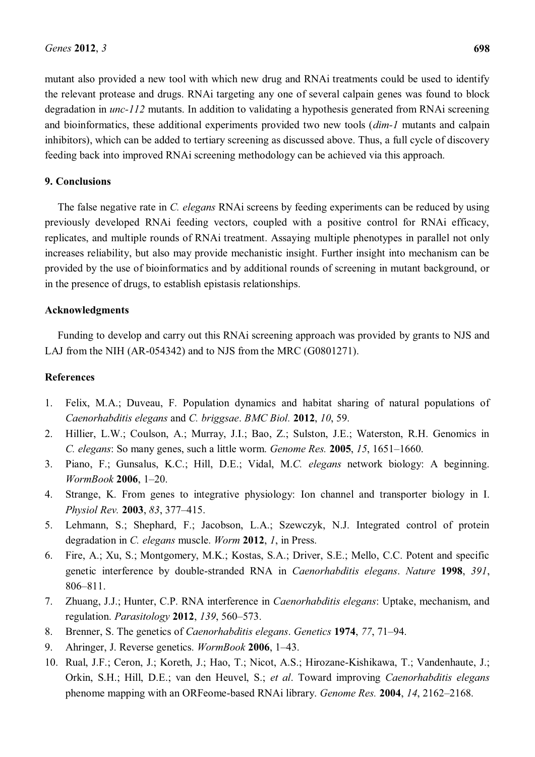mutant also provided a new tool with which new drug and RNAi treatments could be used to identify the relevant protease and drugs. RNAi targeting any one of several calpain genes was found to block degradation in *unc-112* mutants. In addition to validating a hypothesis generated from RNAi screening and bioinformatics, these additional experiments provided two new tools (*dim-1* mutants and calpain inhibitors), which can be added to tertiary screening as discussed above. Thus, a full cycle of discovery feeding back into improved RNAi screening methodology can be achieved via this approach.

## 9. Conclusions

The false negative rate in *C. elegans* RNAi screens by feeding experiments can be reduced by using previously developed RNAi feeding vectors, coupled with a positive control for RNAi efficacy, replicates, and multiple rounds of RNAi treatment. Assaying multiple phenotypes in parallel not only increases reliability, but also may provide mechanistic insight. Further insight into mechanism can be provided by the use of bioinformatics and by additional rounds of screening in mutant background, or in the presence of drugs, to establish epistasis relationships.

## Acknowledgments

Funding to develop and carry out this RNAi screening approach was provided by grants to NJS and LAJ from the NIH (AR-054342) and to NJS from the MRC (G0801271).

## References

1. Felix, M.A.; Duveau, F. Population dynamics and habitat sharing of natural populations of *Caenorhabditis elegans* and *C. briggsae*. *BMC Biol.* **2012**, *10*, 59.
2. Hillier, L.W.; Coulson, A.; Murray, J.I.; Bao, Z.; Sulston, J.E.; Waterston, R.H. Genomics in *C. elegans*: So many genes, such a little worm. *Genome Res.* **2005**, *15*, 1651–1660.
3. Piano, F.; Gunsalus, K.C.; Hill, D.E.; Vidal, M.*C. elegans* network biology: A beginning. *WormBook* **2006**, 1–20.
4. Strange, K. From genes to integrative physiology: Ion channel and transporter biology in I. *Physiol Rev.* **2003**, *83*, 377–415.
5. Lehmann, S.; Shephard, F.; Jacobson, L.A.; Szewczyk, N.J. Integrated control of protein degradation in *C. elegans* muscle. *Worm* **2012**, *1*, in Press.
6. Fire, A.; Xu, S.; Montgomery, M.K.; Kostas, S.A.; Driver, S.E.; Mello, C.C. Potent and specific genetic interference by double-stranded RNA in *Caenorhabditis elegans*. *Nature* **1998**, *391*, 806–811.
7. Zhuang, J.J.; Hunter, C.P. RNA interference in *Caenorhabditis elegans*: Uptake, mechanism, and regulation. *Parasitology* **2012**, *139*, 560–573.
8. Brenner, S. The genetics of *Caenorhabditis elegans*. *Genetics* **1974**, *77*, 71–94.
9. Ahringer, J. Reverse genetics. *WormBook* **2006**, 1–43.
10. Rual, J.F.; Ceron, J.; Koreth, J.; Hao, T.; Nicot, A.S.; Hirozane-Kishikawa, T.; Vandenhaute, J.; Orkin, S.H.; Hill, D.E.; van den Heuvel, S.; *et al*. Toward improving *Caenorhabditis elegans* phenome mapping with an ORFeome-based RNAi library. *Genome Res.* **2004**, *14*, 2162–2168.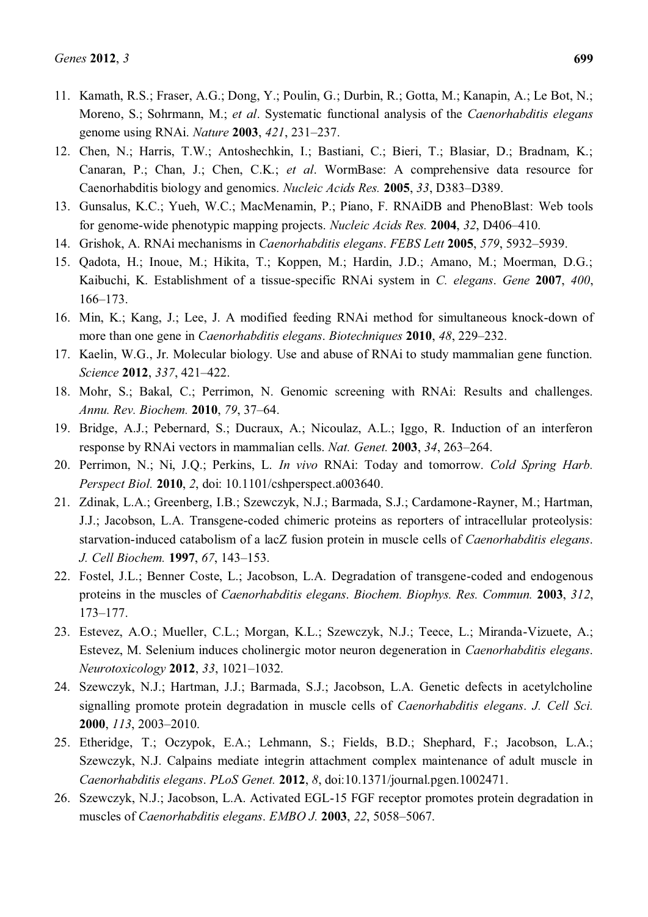11. Kamath, R.S.; Fraser, A.G.; Dong, Y.; Poulin, G.; Durbin, R.; Gotta, M.; Kanapin, A.; Le Bot, N.; Moreno, S.; Sohrmann, M.; *et al*. Systematic functional analysis of the *Caenorhabditis elegans* genome using RNAi. *Nature* **2003**, *421*, 231–237.
12. Chen, N.; Harris, T.W.; Antoshechkin, I.; Bastiani, C.; Bieri, T.; Blasiar, D.; Bradnam, K.; Canaran, P.; Chan, J.; Chen, C.K.; *et al*. WormBase: A comprehensive data resource for Caenorhabditis biology and genomics. *Nucleic Acids Res.* **2005**, *33*, D383–D389.
13. Gunsalus, K.C.; Yueh, W.C.; MacMenamin, P.; Piano, F. RNAiDB and PhenoBlast: Web tools for genome-wide phenotypic mapping projects. *Nucleic Acids Res.* **2004**, *32*, D406–410.
14. Grishok, A. RNAi mechanisms in *Caenorhabditis elegans*. *FEBS Lett* **2005**, *579*, 5932–5939.
15. Qadota, H.; Inoue, M.; Hikita, T.; Koppen, M.; Hardin, J.D.; Amano, M.; Moerman, D.G.; Kaibuchi, K. Establishment of a tissue-specific RNAi system in *C. elegans*. *Gene* **2007**, *400*, 166–173.
16. Min, K.; Kang, J.; Lee, J. A modified feeding RNAi method for simultaneous knock-down of more than one gene in *Caenorhabditis elegans*. *Biotechniques* **2010**, *48*, 229–232.
17. Kaelin, W.G., Jr. Molecular biology. Use and abuse of RNAi to study mammalian gene function. *Science* **2012**, *337*, 421–422.
18. Mohr, S.; Bakal, C.; Perrimon, N. Genomic screening with RNAi: Results and challenges. *Annu. Rev. Biochem.* **2010**, *79*, 37–64.
19. Bridge, A.J.; Pebernard, S.; Ducraux, A.; Nicoulaz, A.L.; Iggo, R. Induction of an interferon response by RNAi vectors in mammalian cells. *Nat. Genet.* **2003**, *34*, 263–264.
20. Perrimon, N.; Ni, J.Q.; Perkins, L. *In vivo* RNAi: Today and tomorrow. *Cold Spring Harb. Perspect Biol.* **2010**, *2*, doi: 10.1101/cshperspect.a003640.
21. Zdinak, L.A.; Greenberg, I.B.; Szewczyk, N.J.; Barmada, S.J.; Cardamone-Rayner, M.; Hartman, J.J.; Jacobson, L.A. Transgene-coded chimeric proteins as reporters of intracellular proteolysis: starvation-induced catabolism of a lacZ fusion protein in muscle cells of *Caenorhabditis elegans*. *J. Cell Biochem.* **1997**, *67*, 143–153.
22. Fostel, J.L.; Benner Coste, L.; Jacobson, L.A. Degradation of transgene-coded and endogenous proteins in the muscles of *Caenorhabditis elegans*. *Biochem. Biophys. Res. Commun.* **2003**, *312*, 173–177.
23. Estevez, A.O.; Mueller, C.L.; Morgan, K.L.; Szewczyk, N.J.; Teece, L.; Miranda-Vizuete, A.; Estevez, M. Selenium induces cholinergic motor neuron degeneration in *Caenorhabditis elegans*. *Neurotoxicology* **2012**, *33*, 1021–1032.
24. Szewczyk, N.J.; Hartman, J.J.; Barmada, S.J.; Jacobson, L.A. Genetic defects in acetylcholine signalling promote protein degradation in muscle cells of *Caenorhabditis elegans*. *J. Cell Sci.* **2000**, *113*, 2003–2010.
25. Etheridge, T.; Oczypok, E.A.; Lehmann, S.; Fields, B.D.; Shephard, F.; Jacobson, L.A.; Szewczyk, N.J. Calpains mediate integrin attachment complex maintenance of adult muscle in *Caenorhabditis elegans*. *PLoS Genet.* **2012**, *8*, doi:10.1371/journal.pgen.1002471.
26. Szewczyk, N.J.; Jacobson, L.A. Activated EGL-15 FGF receptor promotes protein degradation in muscles of *Caenorhabditis elegans*. *EMBO J.* **2003**, *22*, 5058–5067.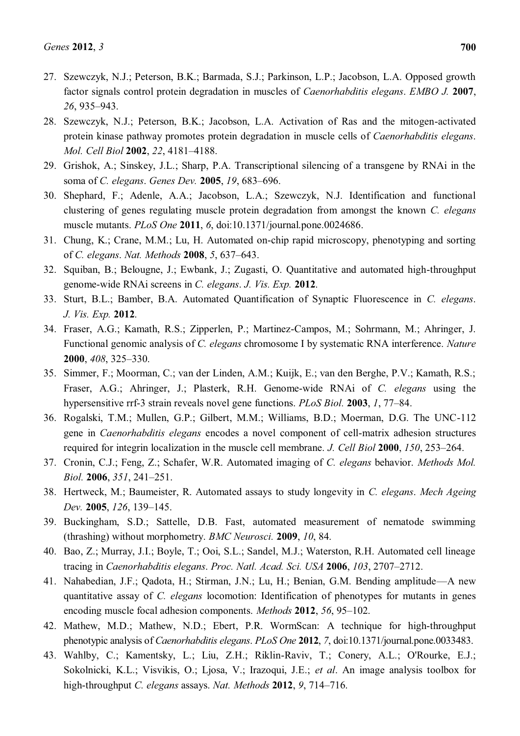27. Szewczyk, N.J.; Peterson, B.K.; Barmada, S.J.; Parkinson, L.P.; Jacobson, L.A. Opposed growth factor signals control protein degradation in muscles of *Caenorhabditis elegans*. *EMBO J.* **2007**, *26*, 935–943.
28. Szewczyk, N.J.; Peterson, B.K.; Jacobson, L.A. Activation of Ras and the mitogen-activated protein kinase pathway promotes protein degradation in muscle cells of *Caenorhabditis elegans*. *Mol. Cell Biol* **2002**, *22*, 4181–4188.
29. Grishok, A.; Sinskey, J.L.; Sharp, P.A. Transcriptional silencing of a transgene by RNAi in the soma of *C. elegans*. *Genes Dev.* **2005**, *19*, 683–696.
30. Shephard, F.; Adenle, A.A.; Jacobson, L.A.; Szewczyk, N.J. Identification and functional clustering of genes regulating muscle protein degradation from amongst the known *C. elegans* muscle mutants. *PLoS One* **2011**, *6*, doi:10.1371/journal.pone.0024686.
31. Chung, K.; Crane, M.M.; Lu, H. Automated on-chip rapid microscopy, phenotyping and sorting of *C. elegans*. *Nat. Methods* **2008**, *5*, 637–643.
32. Squiban, B.; Belougne, J.; Ewbank, J.; Zugasti, O. Quantitative and automated high-throughput genome-wide RNAi screens in *C. elegans*. *J. Vis. Exp.* **2012**.
33. Sturt, B.L.; Bamber, B.A. Automated Quantification of Synaptic Fluorescence in *C. elegans*. *J. Vis. Exp.* **2012**.
34. Fraser, A.G.; Kamath, R.S.; Zipperlen, P.; Martinez-Campos, M.; Sohrmann, M.; Ahringer, J. Functional genomic analysis of *C. elegans* chromosome I by systematic RNA interference. *Nature* **2000**, *408*, 325–330.
35. Simmer, F.; Moorman, C.; van der Linden, A.M.; Kuijk, E.; van den Berghe, P.V.; Kamath, R.S.; Fraser, A.G.; Ahringer, J.; Plasterk, R.H. Genome-wide RNAi of *C. elegans* using the hypersensitive rrf-3 strain reveals novel gene functions. *PLoS Biol.* **2003**, *1*, 77–84.
36. Rogalski, T.M.; Mullen, G.P.; Gilbert, M.M.; Williams, B.D.; Moerman, D.G. The UNC-112 gene in *Caenorhabditis elegans* encodes a novel component of cell-matrix adhesion structures required for integrin localization in the muscle cell membrane. *J. Cell Biol* **2000**, *150*, 253–264.
37. Cronin, C.J.; Feng, Z.; Schafer, W.R. Automated imaging of *C. elegans* behavior. *Methods Mol. Biol.* **2006**, *351*, 241–251.
38. Hertweck, M.; Baumeister, R. Automated assays to study longevity in *C. elegans*. *Mech Ageing Dev.* **2005**, *126*, 139–145.
39. Buckingham, S.D.; Sattelle, D.B. Fast, automated measurement of nematode swimming (thrashing) without morphometry. *BMC Neurosci.* **2009**, *10*, 84.
40. Bao, Z.; Murray, J.I.; Boyle, T.; Ooi, S.L.; Sandel, M.J.; Waterston, R.H. Automated cell lineage tracing in *Caenorhabditis elegans*. *Proc. Natl. Acad. Sci. USA* **2006**, *103*, 2707–2712.
41. Nahabedian, J.F.; Qadota, H.; Stirman, J.N.; Lu, H.; Benian, G.M. Bending amplitude—A new quantitative assay of *C. elegans* locomotion: Identification of phenotypes for mutants in genes encoding muscle focal adhesion components. *Methods* **2012**, *56*, 95–102.
42. Mathew, M.D.; Mathew, N.D.; Ebert, P.R. WormScan: A technique for high-throughput phenotypic analysis of *Caenorhabditis elegans*. *PLoS One* **2012**, *7*, doi:10.1371/journal.pone.0033483.
43. Wahlby, C.; Kamentsky, L.; Liu, Z.H.; Riklin-Raviv, T.; Conery, A.L.; O'Rourke, E.J.; Sokolnicki, K.L.; Visvikis, O.; Ljosa, V.; Irazoqui, J.E.; *et al*. An image analysis toolbox for high-throughput *C. elegans* assays. *Nat. Methods* **2012**, *9*, 714–716.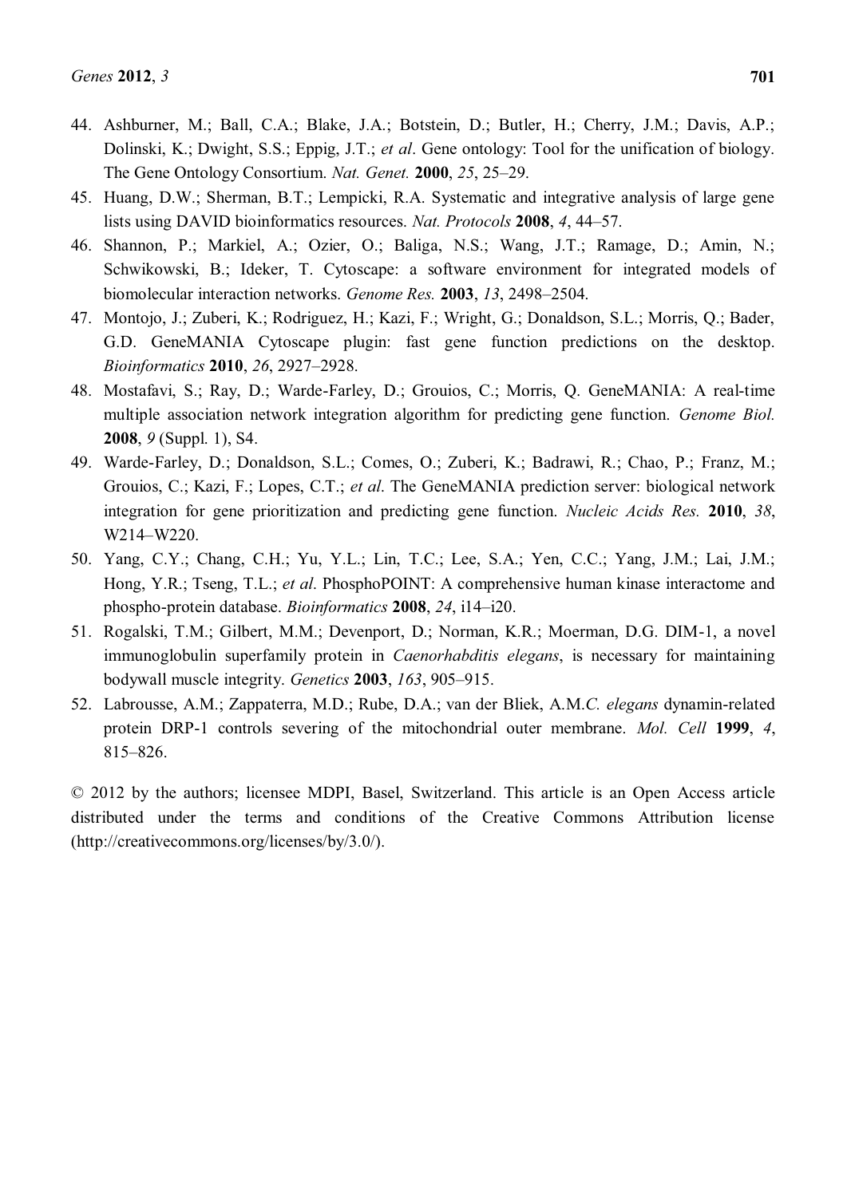44. Ashburner, M.; Ball, C.A.; Blake, J.A.; Botstein, D.; Butler, H.; Cherry, J.M.; Davis, A.P.; Dolinski, K.; Dwight, S.S.; Eppig, J.T.; *et al*. Gene ontology: Tool for the unification of biology. The Gene Ontology Consortium. *Nat. Genet.* **2000**, *25*, 25–29.
45. Huang, D.W.; Sherman, B.T.; Lempicki, R.A. Systematic and integrative analysis of large gene lists using DAVID bioinformatics resources. *Nat. Protocols* **2008**, *4*, 44–57.
46. Shannon, P.; Markiel, A.; Ozier, O.; Baliga, N.S.; Wang, J.T.; Ramage, D.; Amin, N.; Schwikowski, B.; Ideker, T. Cytoscape: a software environment for integrated models of biomolecular interaction networks. *Genome Res.* **2003**, *13*, 2498–2504.
47. Montojo, J.; Zuberi, K.; Rodriguez, H.; Kazi, F.; Wright, G.; Donaldson, S.L.; Morris, Q.; Bader, G.D. GeneMANIA Cytoscape plugin: fast gene function predictions on the desktop. *Bioinformatics* **2010**, *26*, 2927–2928.
48. Mostafavi, S.; Ray, D.; Warde-Farley, D.; Grouios, C.; Morris, Q. GeneMANIA: A real-time multiple association network integration algorithm for predicting gene function. *Genome Biol.* **2008**, *9* (Suppl. 1), S4.
49. Warde-Farley, D.; Donaldson, S.L.; Comes, O.; Zuberi, K.; Badrawi, R.; Chao, P.; Franz, M.; Grouios, C.; Kazi, F.; Lopes, C.T.; *et al*. The GeneMANIA prediction server: biological network integration for gene prioritization and predicting gene function. *Nucleic Acids Res.* **2010**, *38*, W214–W220.
50. Yang, C.Y.; Chang, C.H.; Yu, Y.L.; Lin, T.C.; Lee, S.A.; Yen, C.C.; Yang, J.M.; Lai, J.M.; Hong, Y.R.; Tseng, T.L.; *et al*. PhosphoPOINT: A comprehensive human kinase interactome and phospho-protein database. *Bioinformatics* **2008**, *24*, i14–i20.
51. Rogalski, T.M.; Gilbert, M.M.; Devenport, D.; Norman, K.R.; Moerman, D.G. DIM-1, a novel immunoglobulin superfamily protein in *Caenorhabditis elegans*, is necessary for maintaining bodywall muscle integrity. *Genetics* **2003**, *163*, 905–915.
52. Labrousse, A.M.; Zappaterra, M.D.; Rube, D.A.; van der Bliek, A.M.*C. elegans* dynamin-related protein DRP-1 controls severing of the mitochondrial outer membrane. *Mol. Cell* **1999**, *4*, 815–826.

© 2012 by the authors; licensee MDPI, Basel, Switzerland. This article is an Open Access article distributed under the terms and conditions of the Creative Commons Attribution license (http://creativecommons.org/licenses/by/3.0/).